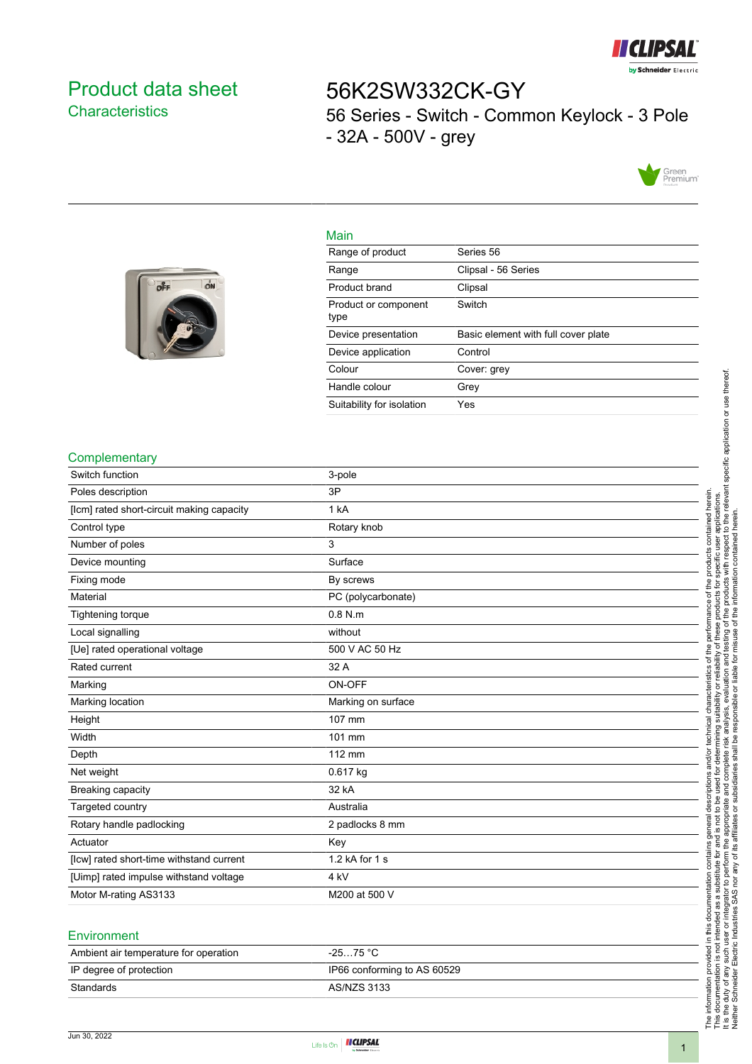# Product data sheet
## Characteristics

# 56K2SW332CK-GY
56 Series - Switch - Common Keylock - 3 Pole - 32A - 500V - grey

## Main

| | |
|---|---|
| Range of product | Series 56 |
| Range | Clipsal - 56 Series |
| Product brand | Clipsal |
| Product or component type | Switch |
| Device presentation | Basic element with full cover plate |
| Device application | Control |
| Colour | Cover: grey |
| Handle colour | Grey |
| Suitability for isolation | Yes |

## Complementary

| | |
|---|---|
| Switch function | 3-pole |
| Poles description | 3P |
| [Icm] rated short-circuit making capacity | 1 kA |
| Control type | Rotary knob |
| Number of poles | 3 |
| Device mounting | Surface |
| Fixing mode | By screws |
| Material | PC (polycarbonate) |
| Tightening torque | 0.8 N.m |
| Local signalling | without |
| [Ue] rated operational voltage | 500 V AC 50 Hz |
| Rated current | 32 A |
| Marking | ON-OFF |
| Marking location | Marking on surface |
| Height | 107 mm |
| Width | 101 mm |
| Depth | 112 mm |
| Net weight | 0.617 kg |
| Breaking capacity | 32 kA |
| Targeted country | Australia |
| Rotary handle padlocking | 2 padlocks 8 mm |
| Actuator | Key |
| [Icw] rated short-time withstand current | 1.2 kA for 1 s |
| [Uimp] rated impulse withstand voltage | 4 kV |
| Motor M-rating AS3133 | M200 at 500 V |

## Environment

| | |
|---|---|
| Ambient air temperature for operation | -25…75 °C |
| IP degree of protection | IP66 conforming to AS 60529 |
| Standards | AS/NZS 3133 |

The information provided in this documentation contains general descriptions and/or technical characteristics of the performance of the products contained herein. This documentation is not intended as a substitute for and is not to be used for determining suitability or reliability of these products for specific user applications. It is the duty of any such user or integrator to perform the appropriate and complete risk analysis, evaluation and testing of the products with respect to the relevant specific application or use thereof. Neither Schneider Electric Industries SAS nor any of its affiliates or subsidiaries shall be responsible or liable for misuse of the information contained herein.

Jun 30, 2022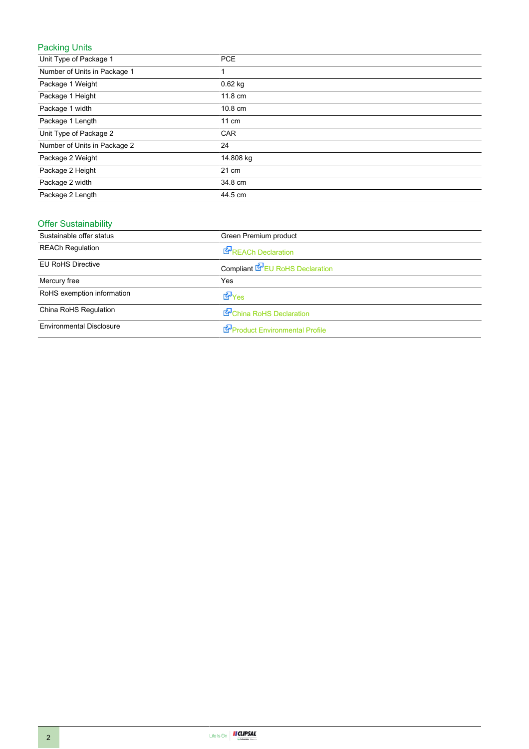## Packing Units

| | |
|---|---|
| Unit Type of Package 1 | PCE |
| Number of Units in Package 1 | 1 |
| Package 1 Weight | 0.62 kg |
| Package 1 Height | 11.8 cm |
| Package 1 width | 10.8 cm |
| Package 1 Length | 11 cm |
| Unit Type of Package 2 | CAR |
| Number of Units in Package 2 | 24 |
| Package 2 Weight | 14.808 kg |
| Package 2 Height | 21 cm |
| Package 2 width | 34.8 cm |
| Package 2 Length | 44.5 cm |

## Offer Sustainability

| | |
|---|---|
| Sustainable offer status | Green Premium product |
| REACh Regulation | REACh Declaration |
| EU RoHS Directive | Compliant EU RoHS Declaration |
| Mercury free | Yes |
| RoHS exemption information | Yes |
| China RoHS Regulation | China RoHS Declaration |
| Environmental Disclosure | Product Environmental Profile |